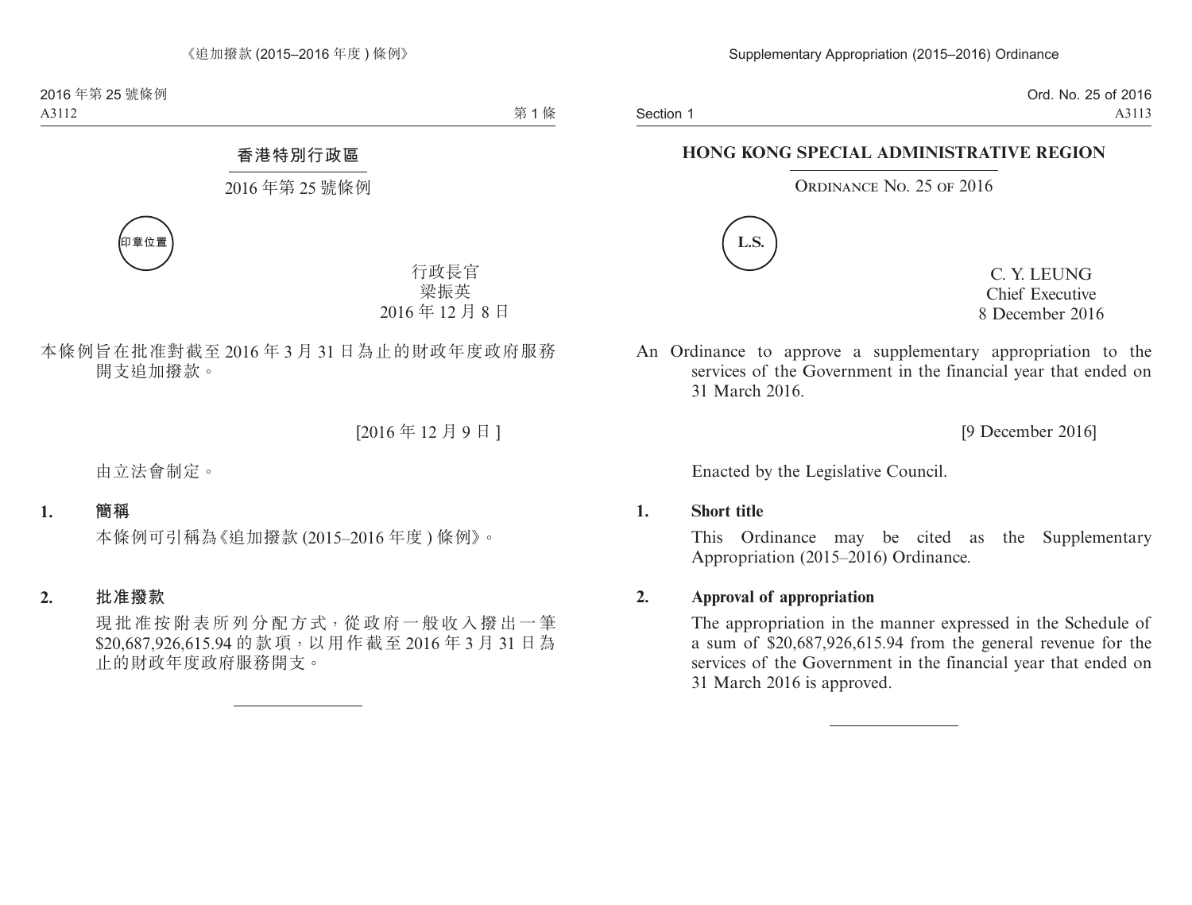# 香港特別行政區

## 2016 年第 25 號條例

印章位置

行政長官
梁振英
2016 年 12 月 8 日

本條例旨在批准對截至 2016 年 3 月 31 日為止的財政年度政府服務開支追加撥款。

[2016 年 12 月 9 日]

由立法會制定。

**1. 簡稱**

本條例可引稱為《追加撥款 (2015–2016 年度) 條例》。

**2. 批准撥款**

現批准按附表所列分配方式,從政府一般收入撥出一筆 $20,687,926,615.94 的款項,以用作截至 2016 年 3 月 31 日為止的財政年度政府服務開支。

---

# HONG KONG SPECIAL ADMINISTRATIVE REGION

## Ordinance No. 25 of 2016

L.S.

C. Y. LEUNG
Chief Executive
8 December 2016

An Ordinance to approve a supplementary appropriation to the services of the Government in the financial year that ended on 31 March 2016.

[9 December 2016]

Enacted by the Legislative Council.

**1. Short title**

This Ordinance may be cited as the Supplementary Appropriation (2015–2016) Ordinance.

**2. Approval of appropriation**

The appropriation in the manner expressed in the Schedule of a sum of $20,687,926,615.94 from the general revenue for the services of the Government in the financial year that ended on 31 March 2016 is approved.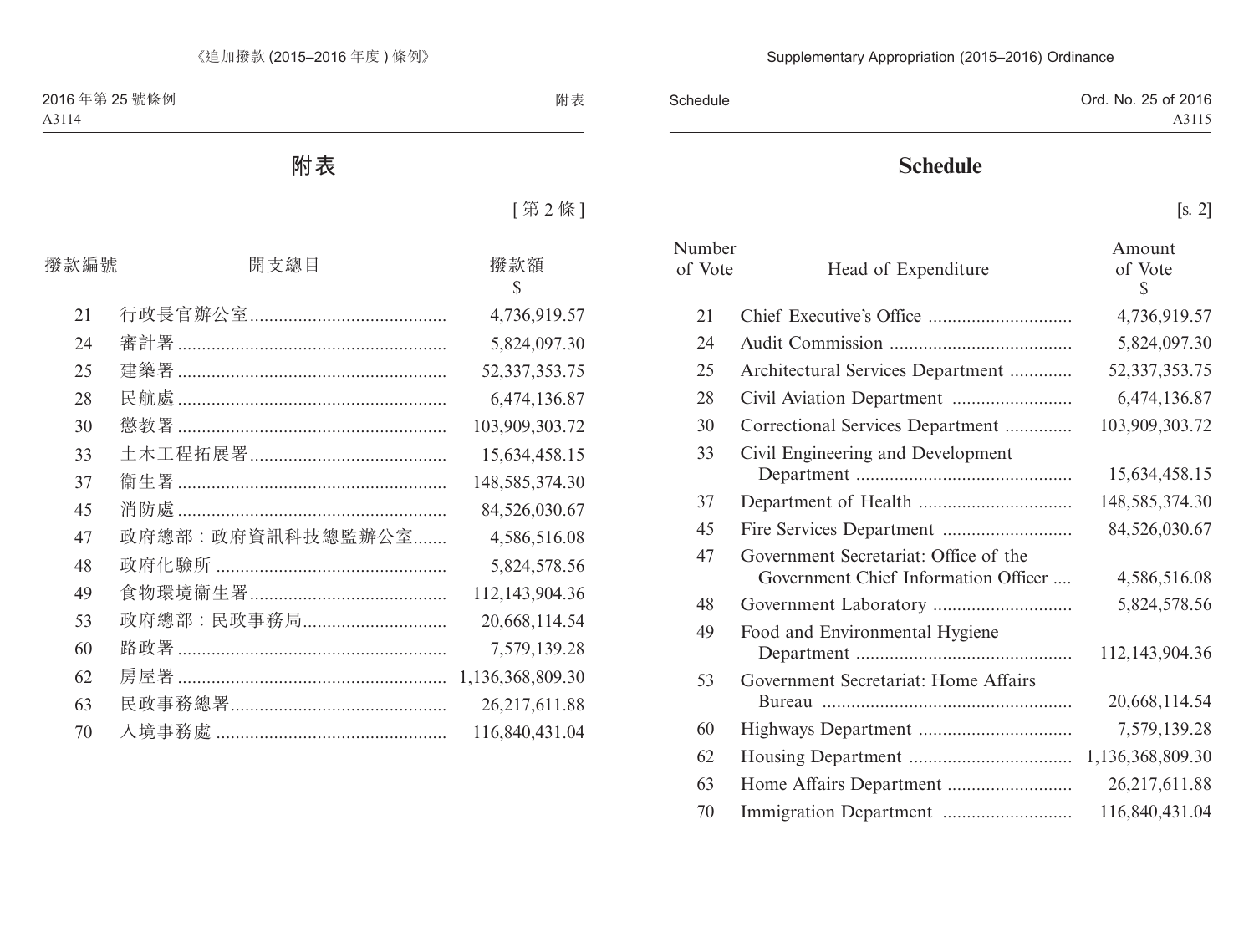# 附表

[第 2 條]

| 撥款編號 | 開支總目 | 撥款額 $ |
|---|---|---|
| 21 | 行政長官辦公室 | 4,736,919.57 |
| 24 | 審計署 | 5,824,097.30 |
| 25 | 建築署 | 52,337,353.75 |
| 28 | 民航處 | 6,474,136.87 |
| 30 | 懲教署 | 103,909,303.72 |
| 33 | 土木工程拓展署 | 15,634,458.15 |
| 37 | 衞生署 | 148,585,374.30 |
| 45 | 消防處 | 84,526,030.67 |
| 47 | 政府總部：政府資訊科技總監辦公室 | 4,586,516.08 |
| 48 | 政府化驗所 | 5,824,578.56 |
| 49 | 食物環境衞生署 | 112,143,904.36 |
| 53 | 政府總部：民政事務局 | 20,668,114.54 |
| 60 | 路政署 | 7,579,139.28 |
| 62 | 房屋署 | 1,136,368,809.30 |
| 63 | 民政事務總署 | 26,217,611.88 |
| 70 | 入境事務處 | 116,840,431.04 |

# Schedule

[s. 2]

| Number of Vote | Head of Expenditure | Amount of Vote $ |
|---|---|---|
| 21 | Chief Executive's Office | 4,736,919.57 |
| 24 | Audit Commission | 5,824,097.30 |
| 25 | Architectural Services Department | 52,337,353.75 |
| 28 | Civil Aviation Department | 6,474,136.87 |
| 30 | Correctional Services Department | 103,909,303.72 |
| 33 | Civil Engineering and Development Department | 15,634,458.15 |
| 37 | Department of Health | 148,585,374.30 |
| 45 | Fire Services Department | 84,526,030.67 |
| 47 | Government Secretariat: Office of the Government Chief Information Officer | 4,586,516.08 |
| 48 | Government Laboratory | 5,824,578.56 |
| 49 | Food and Environmental Hygiene Department | 112,143,904.36 |
| 53 | Government Secretariat: Home Affairs Bureau | 20,668,114.54 |
| 60 | Highways Department | 7,579,139.28 |
| 62 | Housing Department | 1,136,368,809.30 |
| 63 | Home Affairs Department | 26,217,611.88 |
| 70 | Immigration Department | 116,840,431.04 |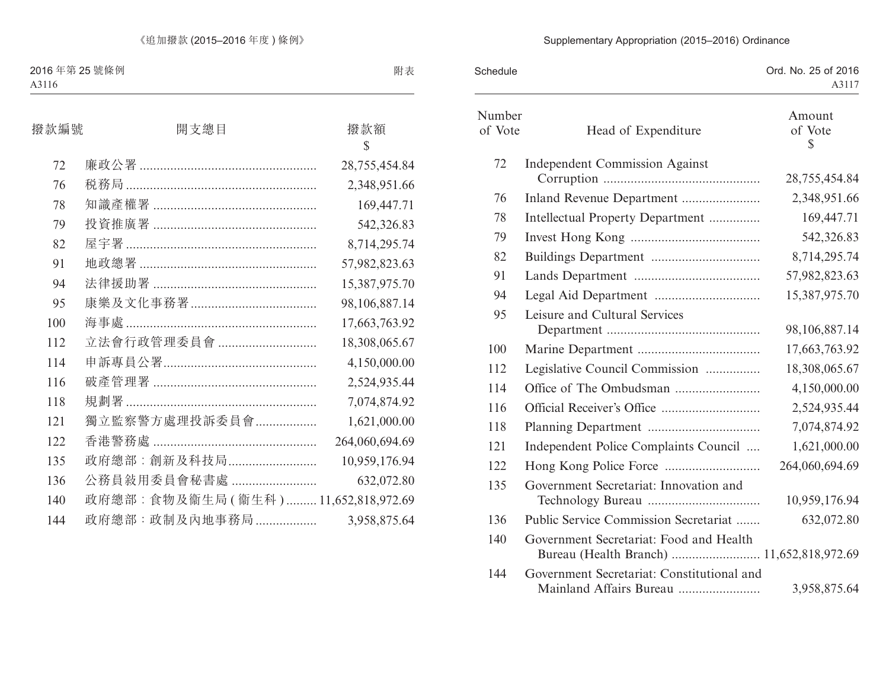| 撥款編號 | 開支總目 | 撥款額 $ |
|---|---|---|
| 72 | 廉政公署 | 28,755,454.84 |
| 76 | 稅務局 | 2,348,951.66 |
| 78 | 知識產權署 | 169,447.71 |
| 79 | 投資推廣署 | 542,326.83 |
| 82 | 屋宇署 | 8,714,295.74 |
| 91 | 地政總署 | 57,982,823.63 |
| 94 | 法律援助署 | 15,387,975.70 |
| 95 | 康樂及文化事務署 | 98,106,887.14 |
| 100 | 海事處 | 17,663,763.92 |
| 112 | 立法會行政管理委員會 | 18,308,065.67 |
| 114 | 申訴專員公署 | 4,150,000.00 |
| 116 | 破產管理署 | 2,524,935.44 |
| 118 | 規劃署 | 7,074,874.92 |
| 121 | 獨立監察警方處理投訴委員會 | 1,621,000.00 |
| 122 | 香港警務處 | 264,060,694.69 |
| 135 | 政府總部：創新及科技局 | 10,959,176.94 |
| 136 | 公務員敍用委員會秘書處 | 632,072.80 |
| 140 | 政府總部：食物及衞生局 (衞生科) | 11,652,818,972.69 |
| 144 | 政府總部：政制及內地事務局 | 3,958,875.64 |

| Number of Vote | Head of Expenditure | Amount of Vote $ |
|---|---|---|
| 72 | Independent Commission Against Corruption | 28,755,454.84 |
| 76 | Inland Revenue Department | 2,348,951.66 |
| 78 | Intellectual Property Department | 169,447.71 |
| 79 | Invest Hong Kong | 542,326.83 |
| 82 | Buildings Department | 8,714,295.74 |
| 91 | Lands Department | 57,982,823.63 |
| 94 | Legal Aid Department | 15,387,975.70 |
| 95 | Leisure and Cultural Services Department | 98,106,887.14 |
| 100 | Marine Department | 17,663,763.92 |
| 112 | Legislative Council Commission | 18,308,065.67 |
| 114 | Office of The Ombudsman | 4,150,000.00 |
| 116 | Official Receiver's Office | 2,524,935.44 |
| 118 | Planning Department | 7,074,874.92 |
| 121 | Independent Police Complaints Council | 1,621,000.00 |
| 122 | Hong Kong Police Force | 264,060,694.69 |
| 135 | Government Secretariat: Innovation and Technology Bureau | 10,959,176.94 |
| 136 | Public Service Commission Secretariat | 632,072.80 |
| 140 | Government Secretariat: Food and Health Bureau (Health Branch) | 11,652,818,972.69 |
| 144 | Government Secretariat: Constitutional and Mainland Affairs Bureau | 3,958,875.64 |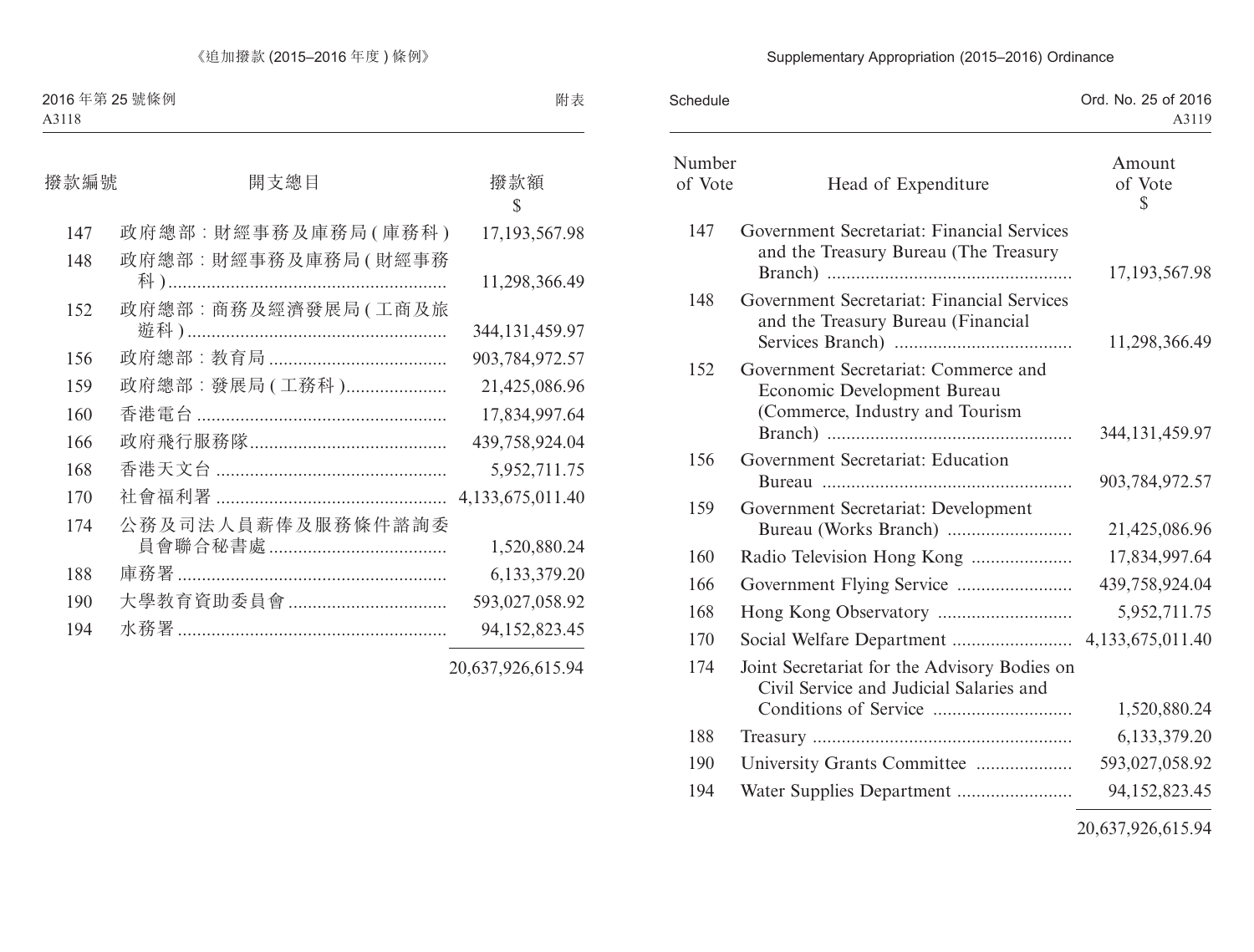附表

| 撥款編號 | 開支總目 | 撥款額 $ |
|---|---|---|
| 147 | 政府總部：財經事務及庫務局(庫務科) | 17,193,567.98 |
| 148 | 政府總部：財經事務及庫務局(財經事務科) | 11,298,366.49 |
| 152 | 政府總部：商務及經濟發展局(工商及旅遊科) | 344,131,459.97 |
| 156 | 政府總部：教育局 | 903,784,972.57 |
| 159 | 政府總部：發展局(工務科) | 21,425,086.96 |
| 160 | 香港電台 | 17,834,997.64 |
| 166 | 政府飛行服務隊 | 439,758,924.04 |
| 168 | 香港天文台 | 5,952,711.75 |
| 170 | 社會福利署 | 4,133,675,011.40 |
| 174 | 公務及司法人員薪俸及服務條件諮詢委員會聯合秘書處 | 1,520,880.24 |
| 188 | 庫務署 | 6,133,379.20 |
| 190 | 大學教育資助委員會 | 593,027,058.92 |
| 194 | 水務署 | 94,152,823.45 |
| | | 20,637,926,615.94 |

Schedule

| Number of Vote | Head of Expenditure | Amount of Vote $ |
|---|---|---|
| 147 | Government Secretariat: Financial Services and the Treasury Bureau (The Treasury Branch) | 17,193,567.98 |
| 148 | Government Secretariat: Financial Services and the Treasury Bureau (Financial Services Branch) | 11,298,366.49 |
| 152 | Government Secretariat: Commerce and Economic Development Bureau (Commerce, Industry and Tourism Branch) | 344,131,459.97 |
| 156 | Government Secretariat: Education Bureau | 903,784,972.57 |
| 159 | Government Secretariat: Development Bureau (Works Branch) | 21,425,086.96 |
| 160 | Radio Television Hong Kong | 17,834,997.64 |
| 166 | Government Flying Service | 439,758,924.04 |
| 168 | Hong Kong Observatory | 5,952,711.75 |
| 170 | Social Welfare Department | 4,133,675,011.40 |
| 174 | Joint Secretariat for the Advisory Bodies on Civil Service and Judicial Salaries and Conditions of Service | 1,520,880.24 |
| 188 | Treasury | 6,133,379.20 |
| 190 | University Grants Committee | 593,027,058.92 |
| 194 | Water Supplies Department | 94,152,823.45 |
| | | 20,637,926,615.94 |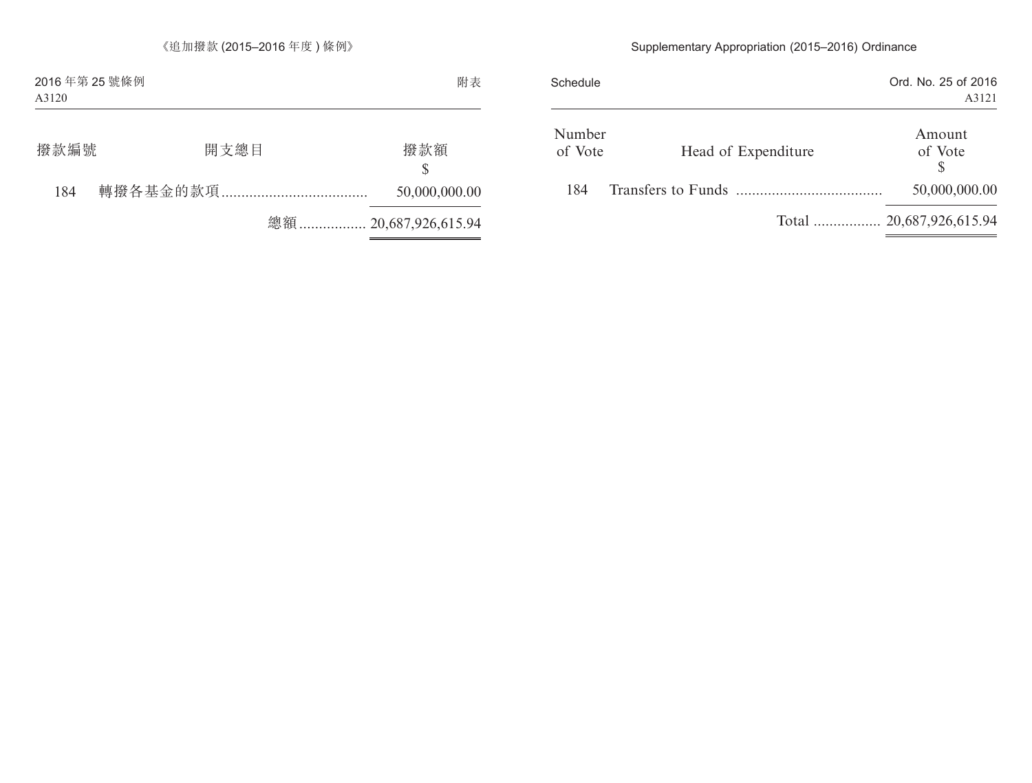| 撥款編號 | 開支總目 | 撥款額 $ |
| --- | --- | --- |
| 184 | 轉撥各基金的款項 | 50,000,000.00 |
| | 總額 | 20,687,926,615.94 |

| Number of Vote | Head of Expenditure | Amount of Vote $ |
| --- | --- | --- |
| 184 | Transfers to Funds | 50,000,000.00 |
| | Total | 20,687,926,615.94 |